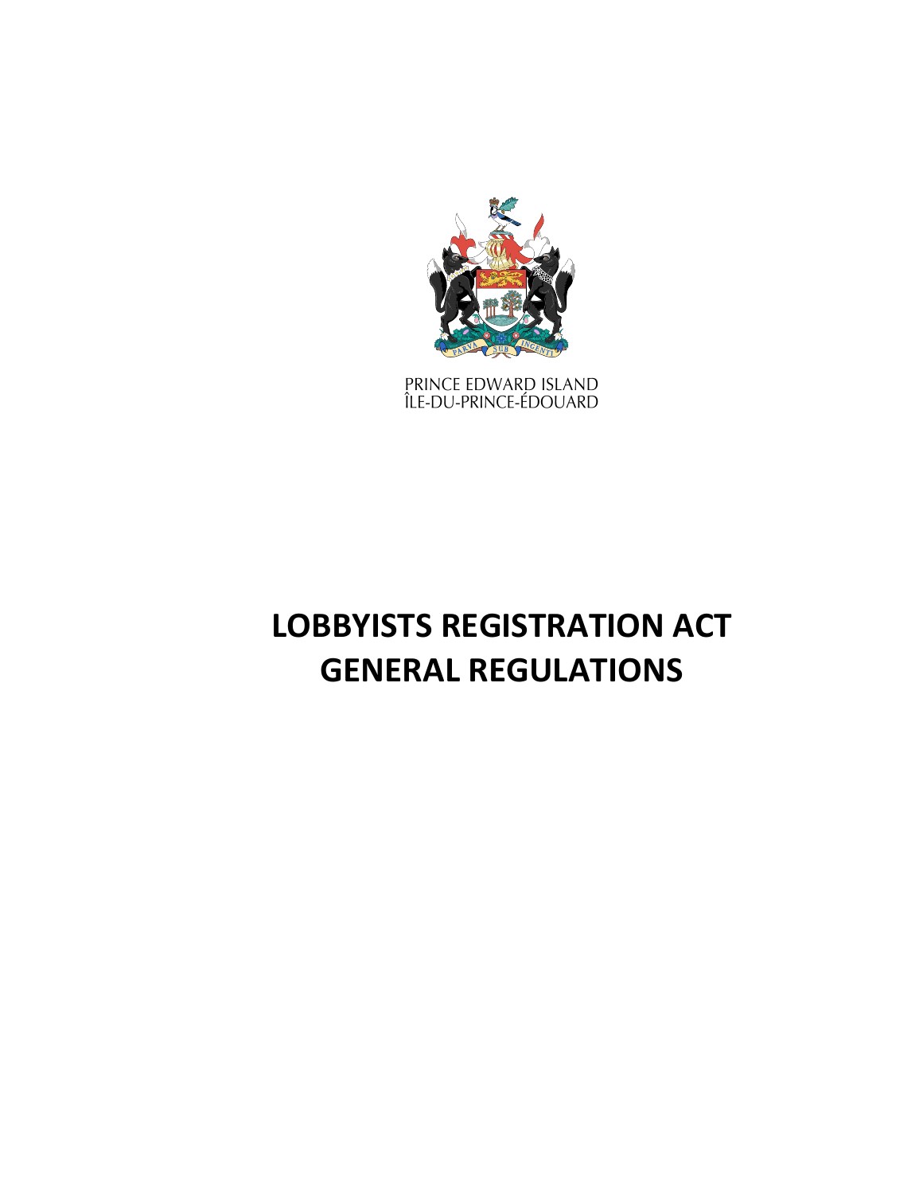PRINCE EDWARD ISLAND
ÎLE-DU-PRINCE-ÉDOUARD

# LOBBYISTS REGISTRATION ACT GENERAL REGULATIONS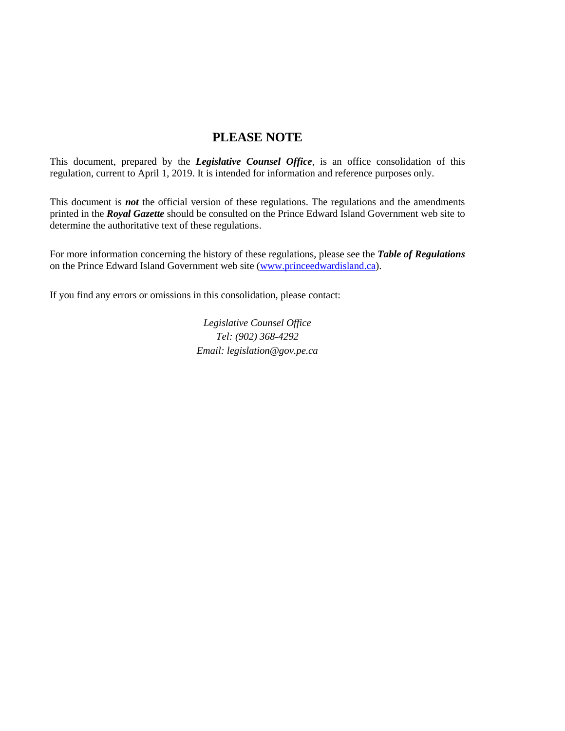# PLEASE NOTE

This document, prepared by the ***Legislative Counsel Office***, is an office consolidation of this regulation, current to April 1, 2019. It is intended for information and reference purposes only.

This document is ***not*** the official version of these regulations. The regulations and the amendments printed in the ***Royal Gazette*** should be consulted on the Prince Edward Island Government web site to determine the authoritative text of these regulations.

For more information concerning the history of these regulations, please see the ***Table of Regulations*** on the Prince Edward Island Government web site (www.princeedwardisland.ca).

If you find any errors or omissions in this consolidation, please contact:

*Legislative Counsel Office*
*Tel: (902) 368-4292*
*Email: legislation@gov.pe.ca*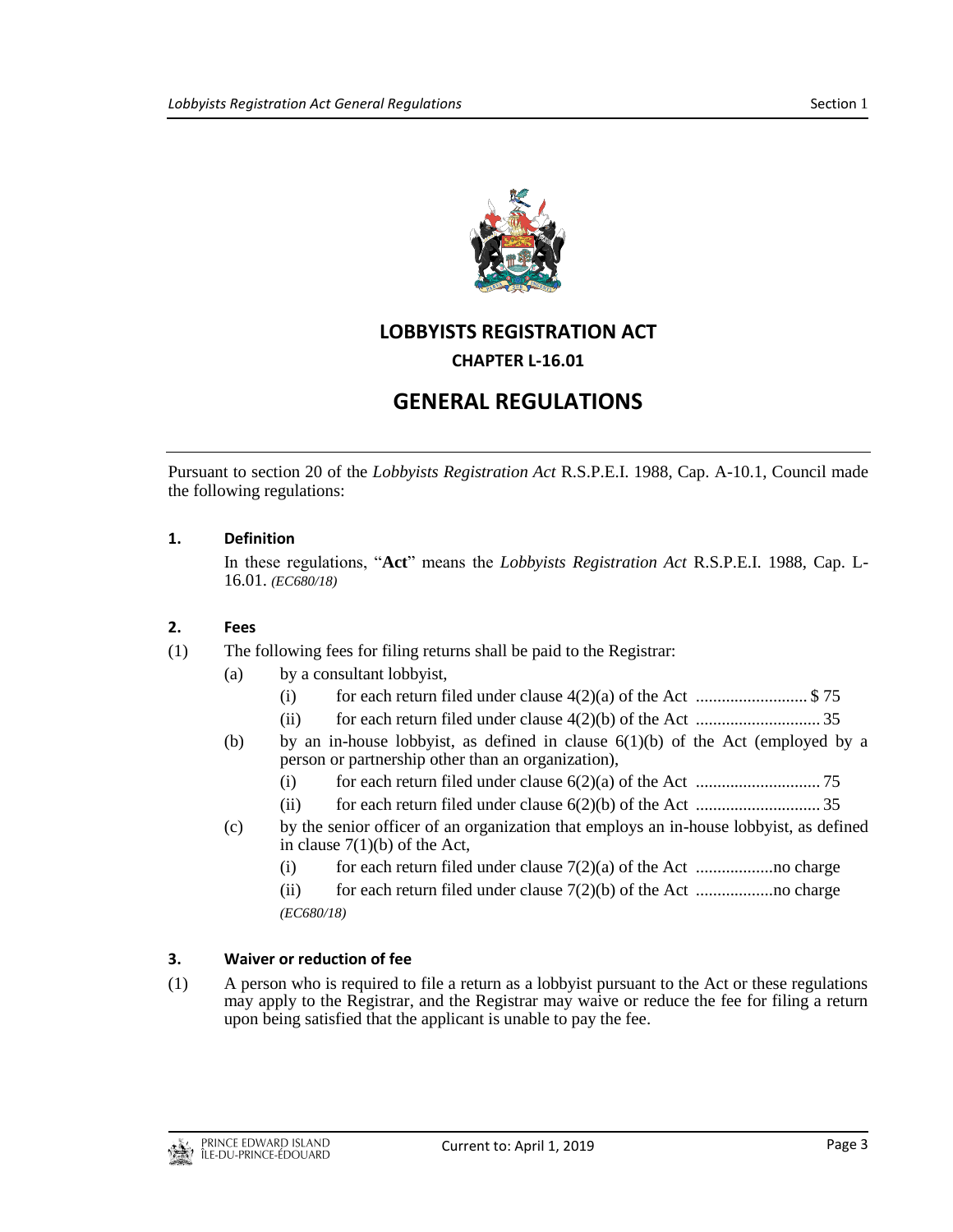# LOBBYISTS REGISTRATION ACT

## CHAPTER L-16.01

# GENERAL REGULATIONS

Pursuant to section 20 of the *Lobbyists Registration Act* R.S.P.E.I. 1988, Cap. A-10.1, Council made the following regulations:

### 1. Definition

In these regulations, "**Act**" means the *Lobbyists Registration Act* R.S.P.E.I. 1988, Cap. L-16.01. *(EC680/18)*

### 2. Fees

(1) The following fees for filing returns shall be paid to the Registrar:

- (a) by a consultant lobbyist,
  - (i) for each return filed under clause 4(2)(a) of the Act .......................... $ 75
  - (ii) for each return filed under clause 4(2)(b) of the Act ............................ 35
- (b) by an in-house lobbyist, as defined in clause 6(1)(b) of the Act (employed by a person or partnership other than an organization),
  - (i) for each return filed under clause 6(2)(a) of the Act ............................ 75
  - (ii) for each return filed under clause 6(2)(b) of the Act ............................ 35
- (c) by the senior officer of an organization that employs an in-house lobbyist, as defined in clause 7(1)(b) of the Act,
  - (i) for each return filed under clause 7(2)(a) of the Act ..................no charge
  - (ii) for each return filed under clause 7(2)(b) of the Act ..................no charge

*(EC680/18)*

### 3. Waiver or reduction of fee

(1) A person who is required to file a return as a lobbyist pursuant to the Act or these regulations may apply to the Registrar, and the Registrar may waive or reduce the fee for filing a return upon being satisfied that the applicant is unable to pay the fee.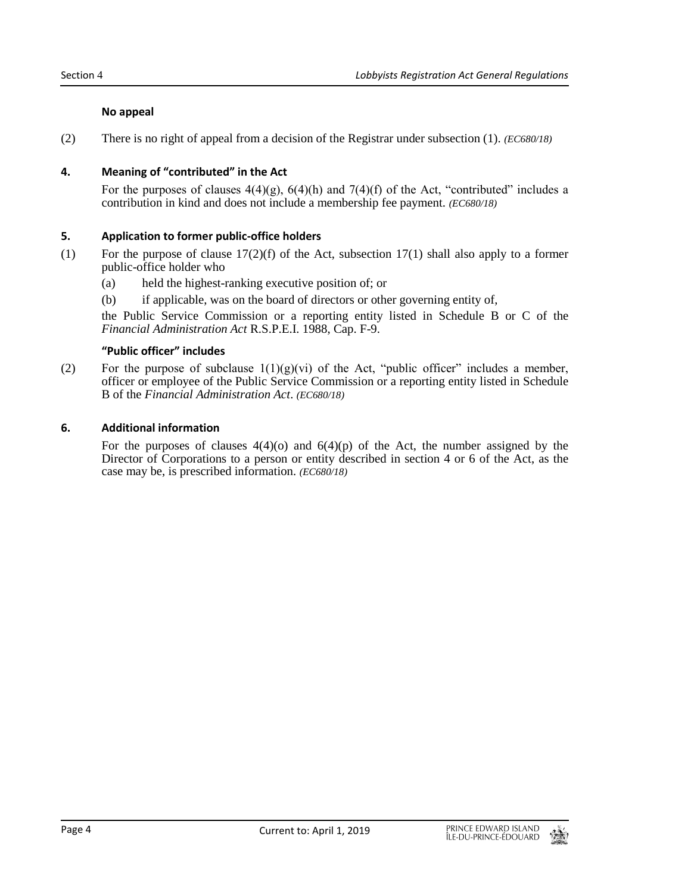**No appeal**

(2) There is no right of appeal from a decision of the Registrar under subsection (1). *(EC680/18)*

**4. Meaning of "contributed" in the Act**

For the purposes of clauses 4(4)(g), 6(4)(h) and 7(4)(f) of the Act, "contributed" includes a contribution in kind and does not include a membership fee payment. *(EC680/18)*

**5. Application to former public-office holders**

(1) For the purpose of clause 17(2)(f) of the Act, subsection 17(1) shall also apply to a former public-office holder who

(a) held the highest-ranking executive position of; or

(b) if applicable, was on the board of directors or other governing entity of,

the Public Service Commission or a reporting entity listed in Schedule B or C of the *Financial Administration Act* R.S.P.E.I. 1988, Cap. F-9.

**"Public officer" includes**

(2) For the purpose of subclause 1(1)(g)(vi) of the Act, "public officer" includes a member, officer or employee of the Public Service Commission or a reporting entity listed in Schedule B of the *Financial Administration Act*. *(EC680/18)*

**6. Additional information**

For the purposes of clauses 4(4)(o) and 6(4)(p) of the Act, the number assigned by the Director of Corporations to a person or entity described in section 4 or 6 of the Act, as the case may be, is prescribed information. *(EC680/18)*